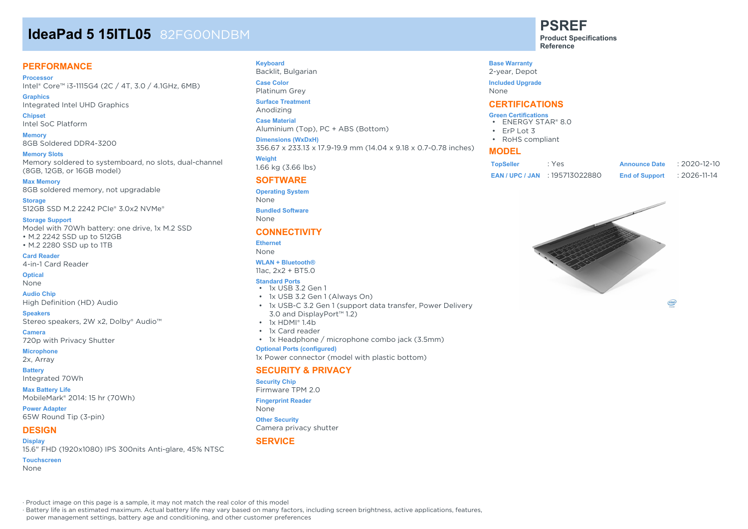# IdeaPad 5 15ITL05 82FG00NDBM

**PSREF**
**Product Specifications Reference**

## PERFORMANCE

**Processor**
Intel® Core™ i3-1115G4 (2C / 4T, 3.0 / 4.1GHz, 6MB)

**Graphics**
Integrated Intel UHD Graphics

**Chipset**
Intel SoC Platform

**Memory**
8GB Soldered DDR4-3200

**Memory Slots**
Memory soldered to systemboard, no slots, dual-channel (8GB, 12GB, or 16GB model)

**Max Memory**
8GB soldered memory, not upgradable

**Storage**
512GB SSD M.2 2242 PCIe® 3.0x2 NVMe®

**Storage Support**
Model with 70Wh battery: one drive, 1x M.2 SSD
• M.2 2242 SSD up to 512GB
• M.2 2280 SSD up to 1TB

**Card Reader**
4-in-1 Card Reader

**Optical**
None

**Audio Chip**
High Definition (HD) Audio

**Speakers**
Stereo speakers, 2W x2, Dolby® Audio™

**Camera**
720p with Privacy Shutter

**Microphone**
2x, Array

**Battery**
Integrated 70Wh

**Max Battery Life**
MobileMark® 2014: 15 hr (70Wh)

**Power Adapter**
65W Round Tip (3-pin)

## DESIGN

**Display**
15.6" FHD (1920x1080) IPS 300nits Anti-glare, 45% NTSC

**Touchscreen**
None

**Keyboard**
Backlit, Bulgarian

**Case Color**
Platinum Grey

**Surface Treatment**
Anodizing

**Case Material**
Aluminium (Top), PC + ABS (Bottom)

**Dimensions (WxDxH)**
356.67 x 233.13 x 17.9-19.9 mm (14.04 x 9.18 x 0.7-0.78 inches)

**Weight**
1.66 kg (3.66 lbs)

## SOFTWARE

**Operating System**
None

**Bundled Software**
None

## CONNECTIVITY

**Ethernet**
None

**WLAN + Bluetooth®**
11ac, 2x2 + BT5.0

**Standard Ports**
- 1x USB 3.2 Gen 1
- 1x USB 3.2 Gen 1 (Always On)
- 1x USB-C 3.2 Gen 1 (support data transfer, Power Delivery 3.0 and DisplayPort™ 1.2)
- 1x HDMI® 1.4b
- 1x Card reader
- 1x Headphone / microphone combo jack (3.5mm)

**Optional Ports (configured)**
1x Power connector (model with plastic bottom)

## SECURITY & PRIVACY

**Security Chip**
Firmware TPM 2.0

**Fingerprint Reader**
None

**Other Security**
Camera privacy shutter

## SERVICE

**Base Warranty**
2-year, Depot

**Included Upgrade**
None

## CERTIFICATIONS

**Green Certifications**
- ENERGY STAR® 8.0
- ErP Lot 3
- RoHS compliant

## MODEL

| | | | |
|---|---|---|---|
| **TopSeller** | : Yes | **Announce Date** | : 2020-12-10 |
| **EAN / UPC / JAN** | : 195713022880 | **End of Support** | : 2026-11-14 |

· Product image on this page is a sample, it may not match the real color of this model
· Battery life is an estimated maximum. Actual battery life may vary based on many factors, including screen brightness, active applications, features, power management settings, battery age and conditioning, and other customer preferences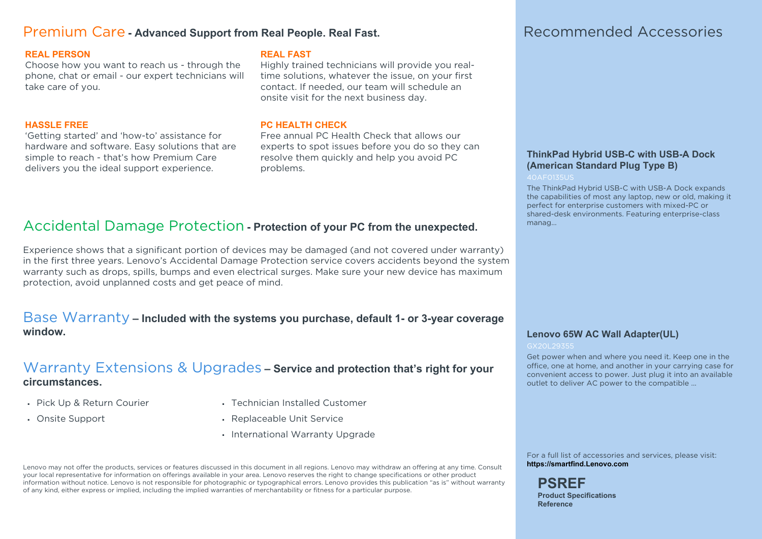## Premium Care - Advanced Support from Real People. Real Fast.

**REAL PERSON**
Choose how you want to reach us - through the phone, chat or email - our expert technicians will take care of you.

**REAL FAST**
Highly trained technicians will provide you real-time solutions, whatever the issue, on your first contact. If needed, our team will schedule an onsite visit for the next business day.

**HASSLE FREE**
'Getting started' and 'how-to' assistance for hardware and software. Easy solutions that are simple to reach - that's how Premium Care delivers you the ideal support experience.

**PC HEALTH CHECK**
Free annual PC Health Check that allows our experts to spot issues before you do so they can resolve them quickly and help you avoid PC problems.

## Accidental Damage Protection - Protection of your PC from the unexpected.

Experience shows that a significant portion of devices may be damaged (and not covered under warranty) in the first three years. Lenovo's Accidental Damage Protection service covers accidents beyond the system warranty such as drops, spills, bumps and even electrical surges. Make sure your new device has maximum protection, avoid unplanned costs and get peace of mind.

## Base Warranty – Included with the systems you purchase, default 1- or 3-year coverage window.

## Warranty Extensions & Upgrades – Service and protection that's right for your circumstances.

- Pick Up & Return Courier
- Onsite Support
- Technician Installed Customer
- Replaceable Unit Service
- International Warranty Upgrade

Lenovo may not offer the products, services or features discussed in this document in all regions. Lenovo may withdraw an offering at any time. Consult your local representative for information on offerings available in your area. Lenovo reserves the right to change specifications or other product information without notice. Lenovo is not responsible for photographic or typographical errors. Lenovo provides this publication "as is" without warranty of any kind, either express or implied, including the implied warranties of merchantability or fitness for a particular purpose.

## Recommended Accessories

### ThinkPad Hybrid USB-C with USB-A Dock (American Standard Plug Type B)

40AF0135US

The ThinkPad Hybrid USB-C with USB-A Dock expands the capabilities of most any laptop, new or old, making it perfect for enterprise customers with mixed-PC or shared-desk environments. Featuring enterprise-class manag...

### Lenovo 65W AC Wall Adapter(UL)

GX20L29355

Get power when and where you need it. Keep one in the office, one at home, and another in your carrying case for convenient access to power. Just plug it into an available outlet to deliver AC power to the compatible ...

For a full list of accessories and services, please visit: **https://smartfind.Lenovo.com**

**PSREF**
**Product Specifications Reference**